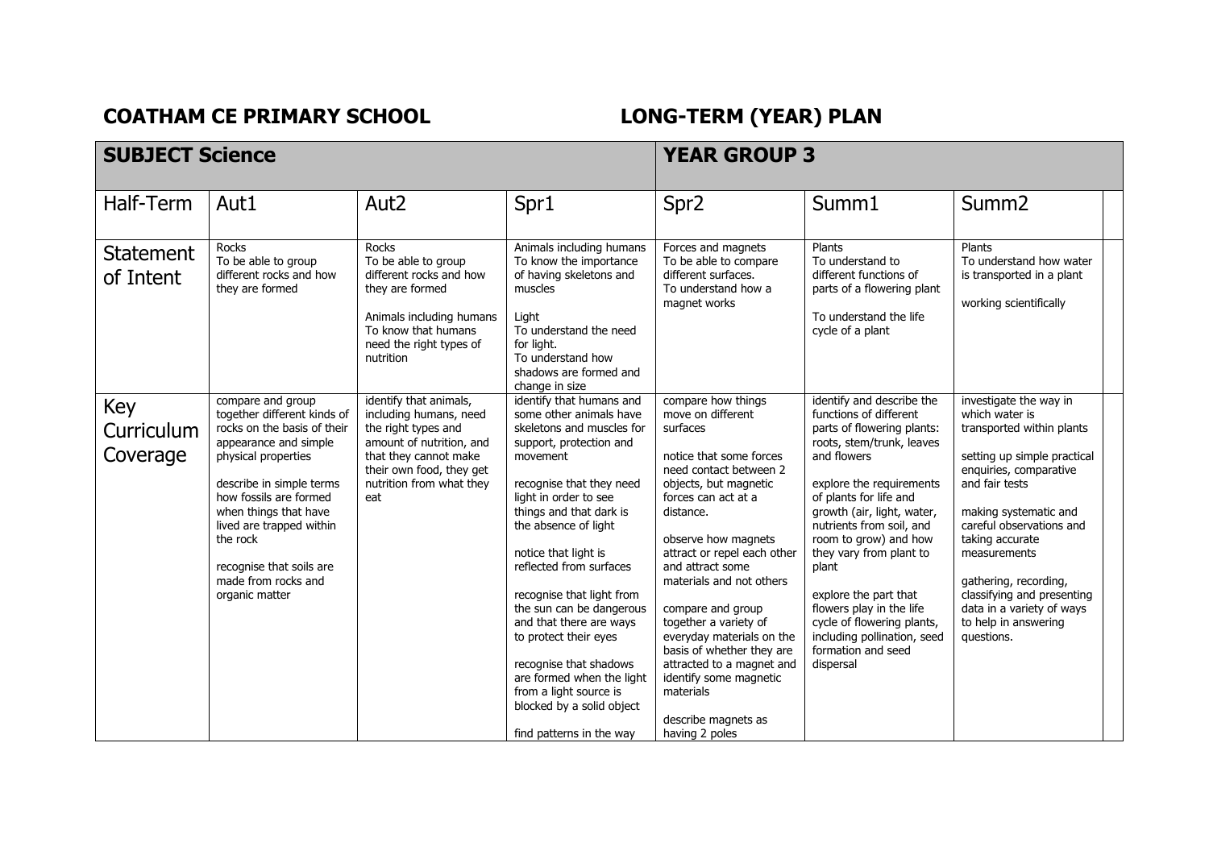**COATHAM CE PRIMARY SCHOOL** **LONG-TERM (YEAR) PLAN**

| **SUBJECT Science** | | | | **YEAR GROUP 3** | | |
|---|---|---|---|---|---|---|
| Half-Term | Aut1 | Aut2 | Spr1 | Spr2 | Summ1 | Summ2 |
| Statement of Intent | Rocks<br>To be able to group different rocks and how they are formed | Rocks<br>To be able to group different rocks and how they are formed<br><br>Animals including humans<br>To know that humans need the right types of nutrition | Animals including humans<br>To know the importance of having skeletons and muscles<br><br>Light<br>To understand the need for light.<br>To understand how shadows are formed and change in size | Forces and magnets<br>To be able to compare different surfaces.<br>To understand how a magnet works | Plants<br>To understand to different functions of parts of a flowering plant<br><br>To understand the life cycle of a plant | Plants<br>To understand how water is transported in a plant<br><br>working scientifically |
| Key Curriculum Coverage | compare and group together different kinds of rocks on the basis of their appearance and simple physical properties<br><br>describe in simple terms how fossils are formed when things that have lived are trapped within the rock<br><br>recognise that soils are made from rocks and organic matter | identify that animals, including humans, need the right types and amount of nutrition, and that they cannot make their own food, they get nutrition from what they eat | identify that humans and some other animals have skeletons and muscles for support, protection and movement<br><br>recognise that they need light in order to see things and that dark is the absence of light<br><br>notice that light is reflected from surfaces<br><br>recognise that light from the sun can be dangerous and that there are ways to protect their eyes<br><br>recognise that shadows are formed when the light from a light source is blocked by a solid object<br><br>find patterns in the way | compare how things move on different surfaces<br><br>notice that some forces need contact between 2 objects, but magnetic forces can act at a distance.<br><br>observe how magnets attract or repel each other and attract some materials and not others<br><br>compare and group together a variety of everyday materials on the basis of whether they are attracted to a magnet and identify some magnetic materials<br><br>describe magnets as having 2 poles | identify and describe the functions of different parts of flowering plants: roots, stem/trunk, leaves and flowers<br><br>explore the requirements of plants for life and growth (air, light, water, nutrients from soil, and room to grow) and how they vary from plant to plant<br><br>explore the part that flowers play in the life cycle of flowering plants, including pollination, seed formation and seed dispersal | investigate the way in which water is transported within plants<br><br>setting up simple practical enquiries, comparative and fair tests<br><br>making systematic and careful observations and taking accurate measurements<br><br>gathering, recording, classifying and presenting data in a variety of ways to help in answering questions. |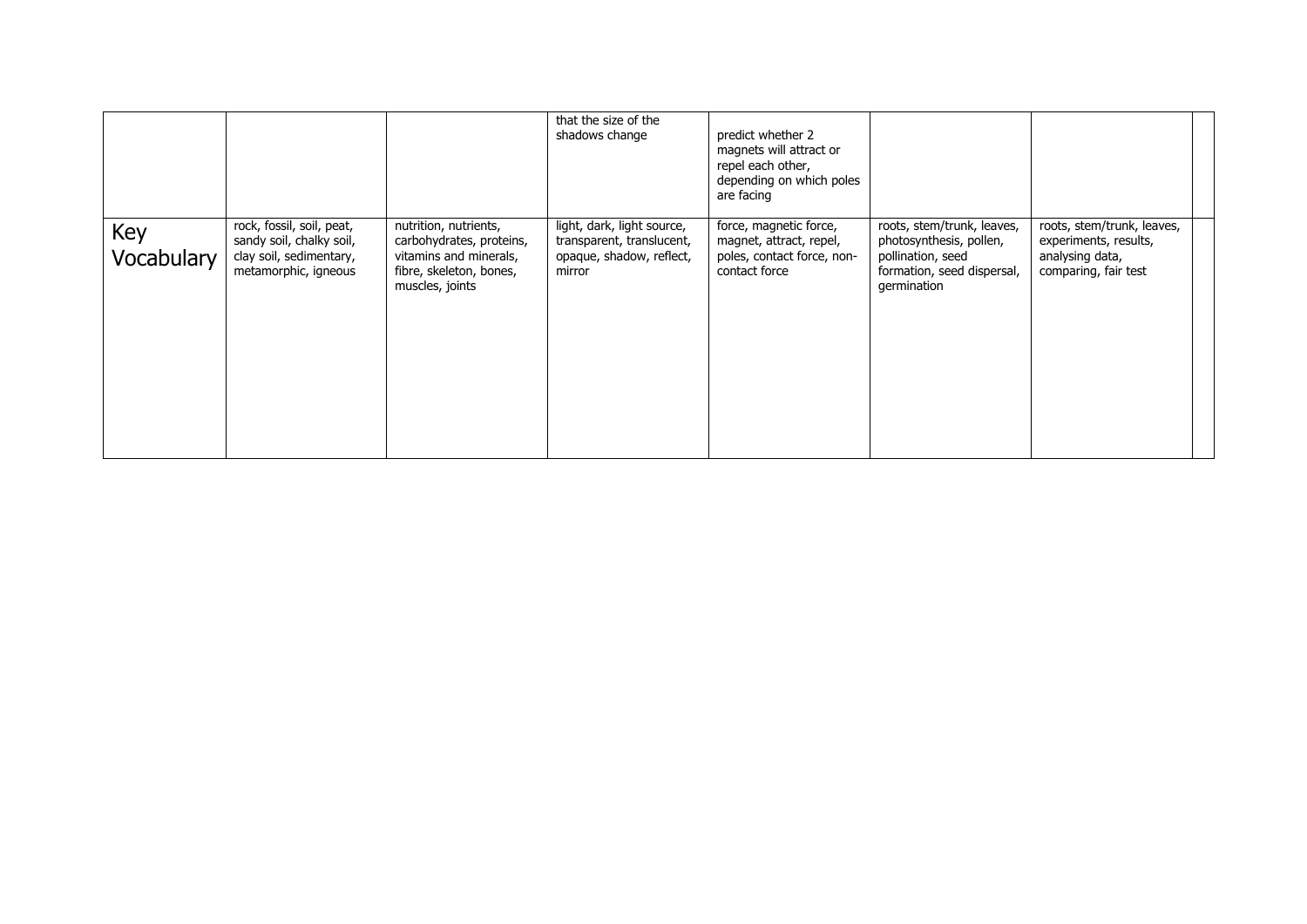| | | | | | | | |
|---|---|---|---|---|---|---|---|
| | | | that the size of the shadows change | predict whether 2 magnets will attract or repel each other, depending on which poles are facing | | | |
| Key Vocabulary | rock, fossil, soil, peat, sandy soil, chalky soil, clay soil, sedimentary, metamorphic, igneous | nutrition, nutrients, carbohydrates, proteins, vitamins and minerals, fibre, skeleton, bones, muscles, joints | light, dark, light source, transparent, translucent, opaque, shadow, reflect, mirror | force, magnetic force, magnet, attract, repel, poles, contact force, non-contact force | roots, stem/trunk, leaves, photosynthesis, pollen, pollination, seed formation, seed dispersal, germination | roots, stem/trunk, leaves, experiments, results, analysing data, comparing, fair test | |